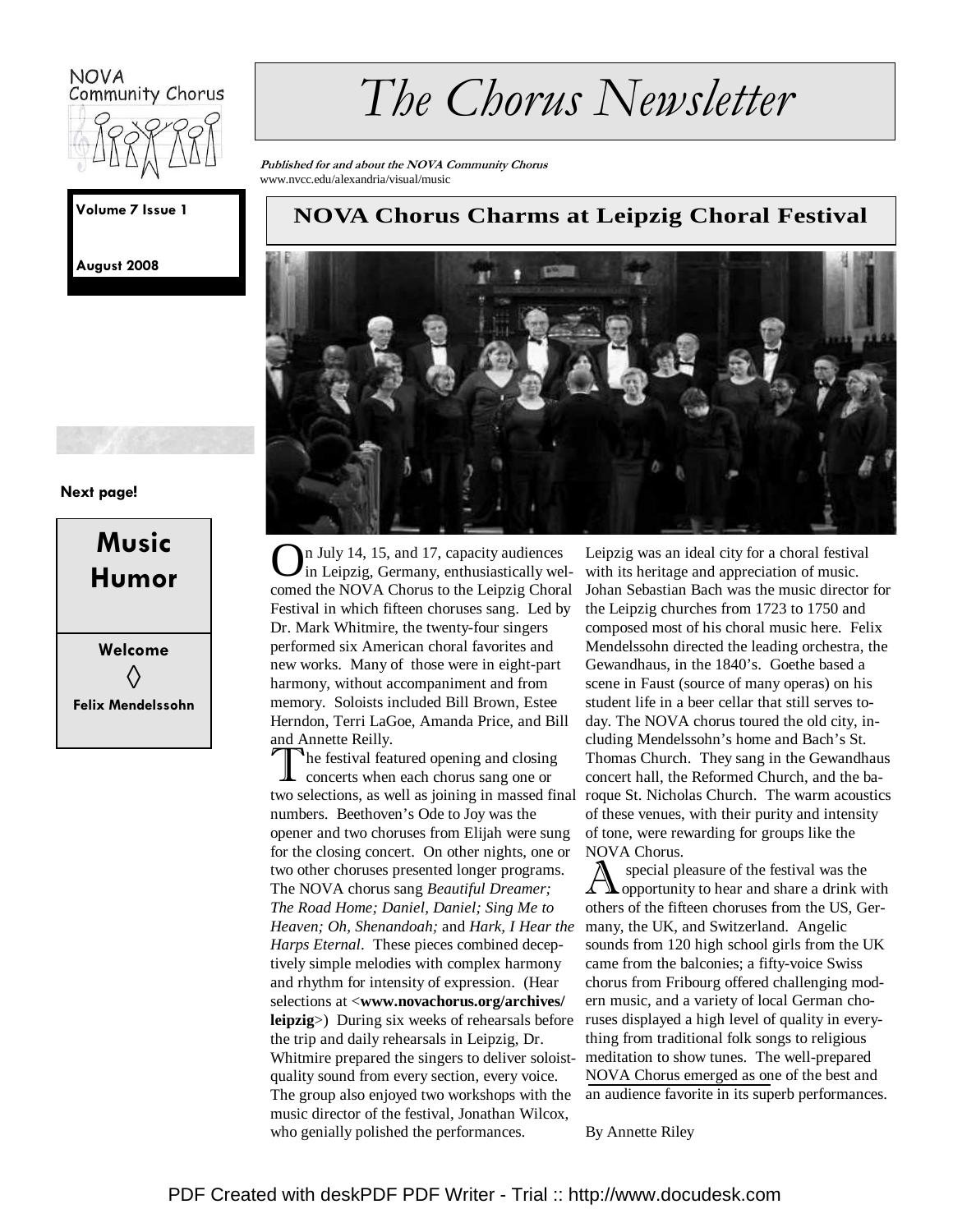NOVA Community Chorus

# The Chorus Newsletter

***Published for and about the NOVA Community Chorus***
www.nvcc.edu/alexandria/visual/music

**Volume 7 Issue 1**

**August 2008**

**Next page!**

**Music Humor**

**Welcome ◊ Felix Mendelssohn**

## NOVA Chorus Charms at Leipzig Choral Festival

On July 14, 15, and 17, capacity audiences in Leipzig, Germany, enthusiastically welcomed the NOVA Chorus to the Leipzig Choral Festival in which fifteen choruses sang. Led by Dr. Mark Whitmire, the twenty-four singers performed six American choral favorites and new works. Many of those were in eight-part harmony, without accompaniment and from memory. Soloists included Bill Brown, Estee Herndon, Terri LaGoe, Amanda Price, and Bill and Annette Reilly.

The festival featured opening and closing concerts when each chorus sang one or two selections, as well as joining in massed final numbers. Beethoven's Ode to Joy was the opener and two choruses from Elijah were sung for the closing concert. On other nights, one or two other choruses presented longer programs. The NOVA chorus sang *Beautiful Dreamer; The Road Home; Daniel, Daniel; Sing Me to Heaven; Oh, Shenandoah;* and *Hark, I Hear the Harps Eternal*. These pieces combined deceptively simple melodies with complex harmony and rhythm for intensity of expression. (Hear selections at <**www.novachorus.org/archives/leipzig**>) During six weeks of rehearsals before the trip and daily rehearsals in Leipzig, Dr. Whitmire prepared the singers to deliver soloist-quality sound from every section, every voice. The group also enjoyed two workshops with the music director of the festival, Jonathan Wilcox, who genially polished the performances.

Leipzig was an ideal city for a choral festival with its heritage and appreciation of music. Johan Sebastian Bach was the music director for the Leipzig churches from 1723 to 1750 and composed most of his choral music here. Felix Mendelssohn directed the leading orchestra, the Gewandhaus, in the 1840's. Goethe based a scene in Faust (source of many operas) on his student life in a beer cellar that still serves today. The NOVA chorus toured the old city, including Mendelssohn's home and Bach's St. Thomas Church. They sang in the Gewandhaus concert hall, the Reformed Church, and the baroque St. Nicholas Church. The warm acoustics of these venues, with their purity and intensity of tone, were rewarding for groups like the NOVA Chorus.

A special pleasure of the festival was the opportunity to hear and share a drink with others of the fifteen choruses from the US, Germany, the UK, and Switzerland. Angelic sounds from 120 high school girls from the UK came from the balconies; a fifty-voice Swiss chorus from Fribourg offered challenging modern music, and a variety of local German choruses displayed a high level of quality in everything from traditional folk songs to religious meditation to show tunes. The well-prepared NOVA Chorus emerged as one of the best and an audience favorite in its superb performances.

By Annette Riley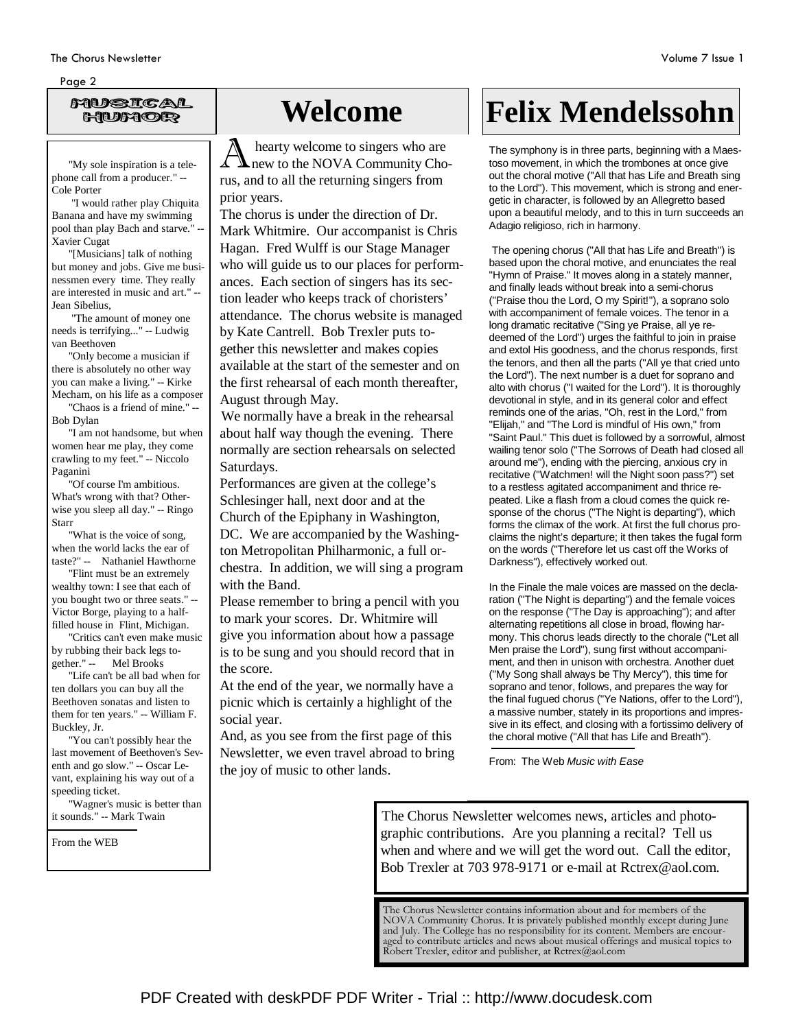## MUSICAL HUMOR

"My sole inspiration is a telephone call from a producer." -- Cole Porter

"I would rather play Chiquita Banana and have my swimming pool than play Bach and starve." -- Xavier Cugat

"[Musicians] talk of nothing but money and jobs. Give me businessmen every time. They really are interested in music and art." -- Jean Sibelius,

"The amount of money one needs is terrifying..." -- Ludwig van Beethoven

"Only become a musician if there is absolutely no other way you can make a living." -- Kirke Mecham, on his life as a composer

"Chaos is a friend of mine." -- Bob Dylan

"I am not handsome, but when women hear me play, they come crawling to my feet." -- Niccolo Paganini

"Of course I'm ambitious. What's wrong with that? Otherwise you sleep all day." -- Ringo Starr

"What is the voice of song, when the world lacks the ear of taste?" -- Nathaniel Hawthorne

"Flint must be an extremely wealthy town: I see that each of you bought two or three seats." -- Victor Borge, playing to a half-filled house in Flint, Michigan.

"Critics can't even make music by rubbing their back legs together." -- Mel Brooks

"Life can't be all bad when for ten dollars you can buy all the Beethoven sonatas and listen to them for ten years." -- William F. Buckley, Jr.

"You can't possibly hear the last movement of Beethoven's Seventh and go slow." -- Oscar Levant, explaining his way out of a speeding ticket.

"Wagner's music is better than it sounds." -- Mark Twain

From the WEB

# Welcome

A hearty welcome to singers who are new to the NOVA Community Chorus, and to all the returning singers from prior years.

The chorus is under the direction of Dr. Mark Whitmire. Our accompanist is Chris Hagan. Fred Wulff is our Stage Manager who will guide us to our places for performances. Each section of singers has its section leader who keeps track of choristers' attendance. The chorus website is managed by Kate Cantrell. Bob Trexler puts together this newsletter and makes copies available at the start of the semester and on the first rehearsal of each month thereafter, August through May.

We normally have a break in the rehearsal about half way though the evening. There normally are section rehearsals on selected Saturdays.

Performances are given at the college's Schlesinger hall, next door and at the Church of the Epiphany in Washington, DC. We are accompanied by the Washington Metropolitan Philharmonic, a full orchestra. In addition, we will sing a program with the Band.

Please remember to bring a pencil with you to mark your scores. Dr. Whitmire will give you information about how a passage is to be sung and you should record that in the score.

At the end of the year, we normally have a picnic which is certainly a highlight of the social year.

And, as you see from the first page of this Newsletter, we even travel abroad to bring the joy of music to other lands.

# Felix Mendelssohn

The symphony is in three parts, beginning with a Maestoso movement, in which the trombones at once give out the choral motive ("All that has Life and Breath sing to the Lord"). This movement, which is strong and energetic in character, is followed by an Allegretto based upon a beautiful melody, and to this in turn succeeds an Adagio religioso, rich in harmony.

The opening chorus ("All that has Life and Breath") is based upon the choral motive, and enunciates the real "Hymn of Praise." It moves along in a stately manner, and finally leads without break into a semi-chorus ("Praise thou the Lord, O my Spirit!"), a soprano solo with accompaniment of female voices. The tenor in a long dramatic recitative ("Sing ye Praise, all ye redeemed of the Lord") urges the faithful to join in praise and extol His goodness, and the chorus responds, first the tenors, and then all the parts ("All ye that cried unto the Lord"). The next number is a duet for soprano and alto with chorus ("I waited for the Lord"). It is thoroughly devotional in style, and in its general color and effect reminds one of the arias, "Oh, rest in the Lord," from "Elijah," and "The Lord is mindful of His own," from "Saint Paul." This duet is followed by a sorrowful, almost wailing tenor solo ("The Sorrows of Death had closed all around me"), ending with the piercing, anxious cry in recitative ("Watchmen! will the Night soon pass?") set to a restless agitated accompaniment and thrice repeated. Like a flash from a cloud comes the quick response of the chorus ("The Night is departing"), which forms the climax of the work. At first the full chorus proclaims the night's departure; it then takes the fugal form on the words ("Therefore let us cast off the Works of Darkness"), effectively worked out.

In the Finale the male voices are massed on the declaration ("The Night is departing") and the female voices on the response ("The Day is approaching"); and after alternating repetitions all close in broad, flowing harmony. This chorus leads directly to the chorale ("Let all Men praise the Lord"), sung first without accompaniment, and then in unison with orchestra. Another duet ("My Song shall always be Thy Mercy"), this time for soprano and tenor, follows, and prepares the way for the final fugued chorus ("Ye Nations, offer to the Lord"), a massive number, stately in its proportions and impressive in its effect, and closing with a fortissimo delivery of the choral motive ("All that has Life and Breath").

From: The Web *Music with Ease*

The Chorus Newsletter welcomes news, articles and photographic contributions. Are you planning a recital? Tell us when and where and we will get the word out. Call the editor, Bob Trexler at 703 978-9171 or e-mail at Rctrex@aol.com.

The Chorus Newsletter contains information about and for members of the NOVA Community Chorus. It is privately published monthly except during June and July. The College has no responsibility for its content. Members are encouraged to contribute articles and news about musical offerings and musical topics to Robert Trexler, editor and publisher, at Rctrex@aol.com